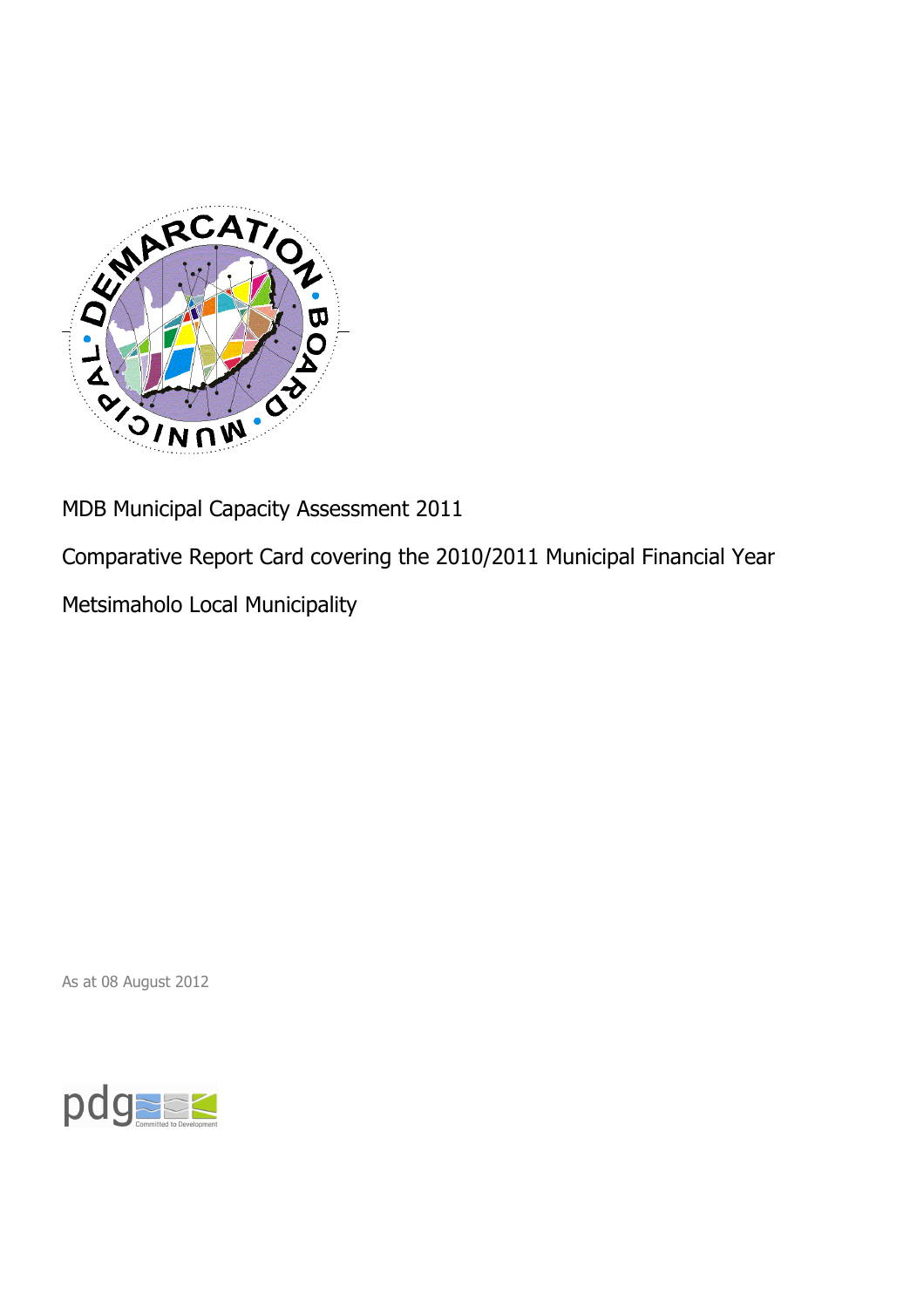MDB Municipal Capacity Assessment 2011

Comparative Report Card covering the 2010/2011 Municipal Financial Year

Metsimaholo Local Municipality

As at 08 August 2012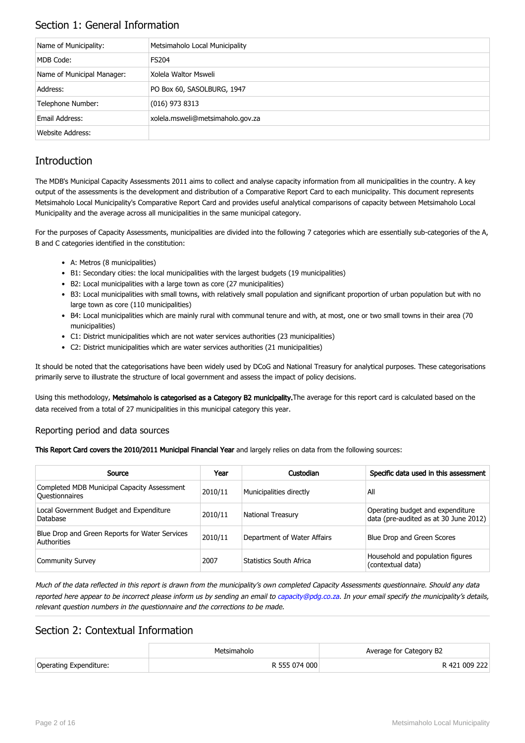## Section 1: General Information

| | |
|---|---|
| Name of Municipality: | Metsimaholo Local Municipality |
| MDB Code: | FS204 |
| Name of Municipal Manager: | Xolela Waltor Msweli |
| Address: | PO Box 60, SASOLBURG, 1947 |
| Telephone Number: | (016) 973 8313 |
| Email Address: | xolela.msweli@metsimaholo.gov.za |
| Website Address: | |

## Introduction

The MDB's Municipal Capacity Assessments 2011 aims to collect and analyse capacity information from all municipalities in the country. A key output of the assessments is the development and distribution of a Comparative Report Card to each municipality. This document represents Metsimaholo Local Municipality's Comparative Report Card and provides useful analytical comparisons of capacity between Metsimaholo Local Municipality and the average across all municipalities in the same municipal category.

For the purposes of Capacity Assessments, municipalities are divided into the following 7 categories which are essentially sub-categories of the A, B and C categories identified in the constitution:

- A: Metros (8 municipalities)
- B1: Secondary cities: the local municipalities with the largest budgets (19 municipalities)
- B2: Local municipalities with a large town as core (27 municipalities)
- B3: Local municipalities with small towns, with relatively small population and significant proportion of urban population but with no large town as core (110 municipalities)
- B4: Local municipalities which are mainly rural with communal tenure and with, at most, one or two small towns in their area (70 municipalities)
- C1: District municipalities which are not water services authorities (23 municipalities)
- C2: District municipalities which are water services authorities (21 municipalities)

It should be noted that the categorisations have been widely used by DCoG and National Treasury for analytical purposes. These categorisations primarily serve to illustrate the structure of local government and assess the impact of policy decisions.

Using this methodology, **Metsimaholo is categorised as a Category B2 municipality.** The average for this report card is calculated based on the data received from a total of 27 municipalities in this municipal category this year.

### Reporting period and data sources

**This Report Card covers the 2010/2011 Municipal Financial Year** and largely relies on data from the following sources:

| Source | Year | Custodian | Specific data used in this assessment |
|---|---|---|---|
| Completed MDB Municipal Capacity Assessment Questionnaires | 2010/11 | Municipalities directly | All |
| Local Government Budget and Expenditure Database | 2010/11 | National Treasury | Operating budget and expenditure data (pre-audited as at 30 June 2012) |
| Blue Drop and Green Reports for Water Services Authorities | 2010/11 | Department of Water Affairs | Blue Drop and Green Scores |
| Community Survey | 2007 | Statistics South Africa | Household and population figures (contextual data) |

*Much of the data reflected in this report is drawn from the municipality's own completed Capacity Assessments questionnaire. Should any data reported here appear to be incorrect please inform us by sending an email to capacity@pdg.co.za. In your email specify the municipality's details, relevant question numbers in the questionnaire and the corrections to be made.*

## Section 2: Contextual Information

| | Metsimaholo | Average for Category B2 |
|---|---|---|
| Operating Expenditure: | R 555 074 000 | R 421 009 222 |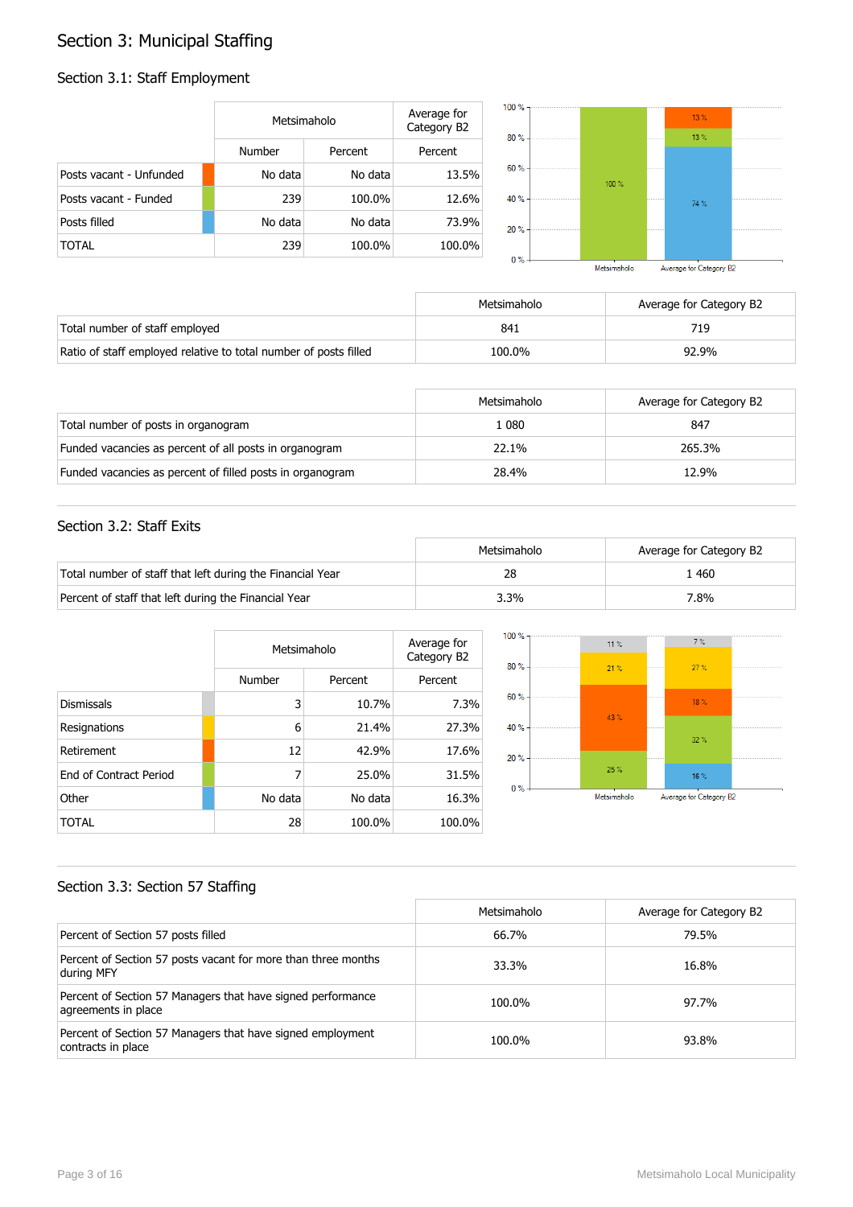# Section 3: Municipal Staffing

## Section 3.1: Staff Employment

| | Metsimaholo | | Average for Category B2 |
|---|---|---|---|
| | Number | Percent | Percent |
| Posts vacant - Unfunded | No data | No data | 13.5% |
| Posts vacant - Funded | 239 | 100.0% | 12.6% |
| Posts filled | No data | No data | 73.9% |
| TOTAL | 239 | 100.0% | 100.0% |

| | Metsimaholo | Average for Category B2 |
|---|---|---|
| Total number of staff employed | 841 | 719 |
| Ratio of staff employed relative to total number of posts filled | 100.0% | 92.9% |

| | Metsimaholo | Average for Category B2 |
|---|---|---|
| Total number of posts in organogram | 1 080 | 847 |
| Funded vacancies as percent of all posts in organogram | 22.1% | 265.3% |
| Funded vacancies as percent of filled posts in organogram | 28.4% | 12.9% |

## Section 3.2: Staff Exits

| | Metsimaholo | Average for Category B2 |
|---|---|---|
| Total number of staff that left during the Financial Year | 28 | 1 460 |
| Percent of staff that left during the Financial Year | 3.3% | 7.8% |

| | Metsimaholo | | Average for Category B2 |
|---|---|---|---|
| | Number | Percent | Percent |
| Dismissals | 3 | 10.7% | 7.3% |
| Resignations | 6 | 21.4% | 27.3% |
| Retirement | 12 | 42.9% | 17.6% |
| End of Contract Period | 7 | 25.0% | 31.5% |
| Other | No data | No data | 16.3% |
| TOTAL | 28 | 100.0% | 100.0% |

## Section 3.3: Section 57 Staffing

| | Metsimaholo | Average for Category B2 |
|---|---|---|
| Percent of Section 57 posts filled | 66.7% | 79.5% |
| Percent of Section 57 posts vacant for more than three months during MFY | 33.3% | 16.8% |
| Percent of Section 57 Managers that have signed performance agreements in place | 100.0% | 97.7% |
| Percent of Section 57 Managers that have signed employment contracts in place | 100.0% | 93.8% |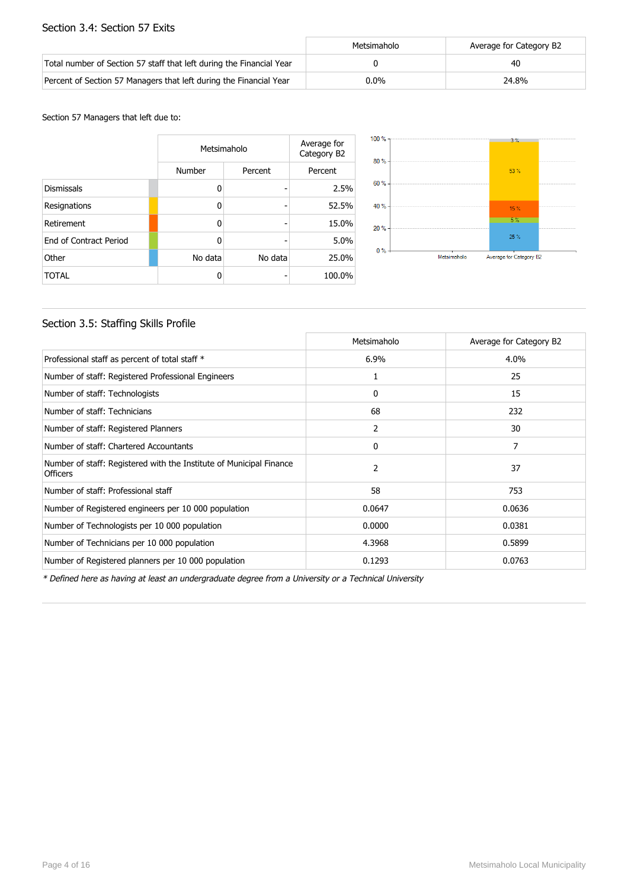## Section 3.4: Section 57 Exits

| | Metsimaholo | Average for Category B2 |
|---|---|---|
| Total number of Section 57 staff that left during the Financial Year | 0 | 40 |
| Percent of Section 57 Managers that left during the Financial Year | 0.0% | 24.8% |

Section 57 Managers that left due to:

| | Metsimaholo | | Average for Category B2 |
|---|---|---|---|
| | Number | Percent | Percent |
| Dismissals | 0 | - | 2.5% |
| Resignations | 0 | - | 52.5% |
| Retirement | 0 | - | 15.0% |
| End of Contract Period | 0 | - | 5.0% |
| Other | No data | No data | 25.0% |
| TOTAL | 0 | - | 100.0% |

## Section 3.5: Staffing Skills Profile

| | Metsimaholo | Average for Category B2 |
|---|---|---|
| Professional staff as percent of total staff * | 6.9% | 4.0% |
| Number of staff: Registered Professional Engineers | 1 | 25 |
| Number of staff: Technologists | 0 | 15 |
| Number of staff: Technicians | 68 | 232 |
| Number of staff: Registered Planners | 2 | 30 |
| Number of staff: Chartered Accountants | 0 | 7 |
| Number of staff: Registered with the Institute of Municipal Finance Officers | 2 | 37 |
| Number of staff: Professional staff | 58 | 753 |
| Number of Registered engineers per 10 000 population | 0.0647 | 0.0636 |
| Number of Technologists per 10 000 population | 0.0000 | 0.0381 |
| Number of Technicians per 10 000 population | 4.3968 | 0.5899 |
| Number of Registered planners per 10 000 population | 0.1293 | 0.0763 |

*\* Defined here as having at least an undergraduate degree from a University or a Technical University*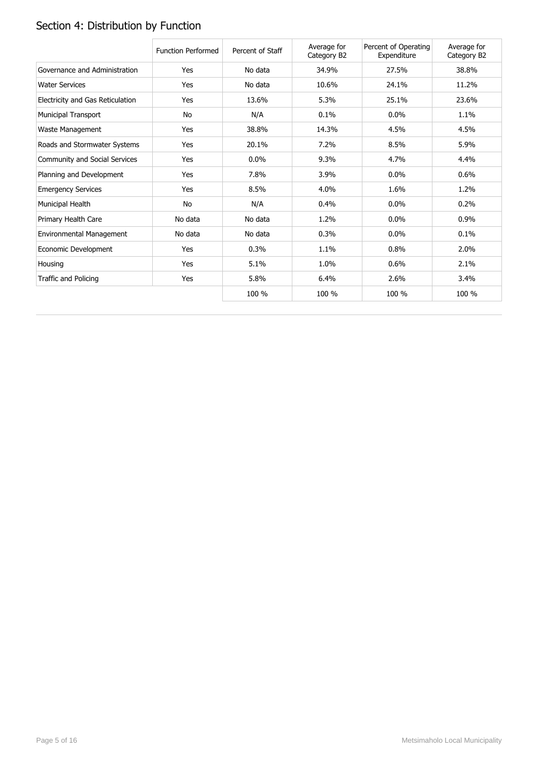## Section 4: Distribution by Function

| | Function Performed | Percent of Staff | Average for Category B2 | Percent of Operating Expenditure | Average for Category B2 |
|---|---|---|---|---|---|
| Governance and Administration | Yes | No data | 34.9% | 27.5% | 38.8% |
| Water Services | Yes | No data | 10.6% | 24.1% | 11.2% |
| Electricity and Gas Reticulation | Yes | 13.6% | 5.3% | 25.1% | 23.6% |
| Municipal Transport | No | N/A | 0.1% | 0.0% | 1.1% |
| Waste Management | Yes | 38.8% | 14.3% | 4.5% | 4.5% |
| Roads and Stormwater Systems | Yes | 20.1% | 7.2% | 8.5% | 5.9% |
| Community and Social Services | Yes | 0.0% | 9.3% | 4.7% | 4.4% |
| Planning and Development | Yes | 7.8% | 3.9% | 0.0% | 0.6% |
| Emergency Services | Yes | 8.5% | 4.0% | 1.6% | 1.2% |
| Municipal Health | No | N/A | 0.4% | 0.0% | 0.2% |
| Primary Health Care | No data | No data | 1.2% | 0.0% | 0.9% |
| Environmental Management | No data | No data | 0.3% | 0.0% | 0.1% |
| Economic Development | Yes | 0.3% | 1.1% | 0.8% | 2.0% |
| Housing | Yes | 5.1% | 1.0% | 0.6% | 2.1% |
| Traffic and Policing | Yes | 5.8% | 6.4% | 2.6% | 3.4% |
| | | 100 % | 100 % | 100 % | 100 % |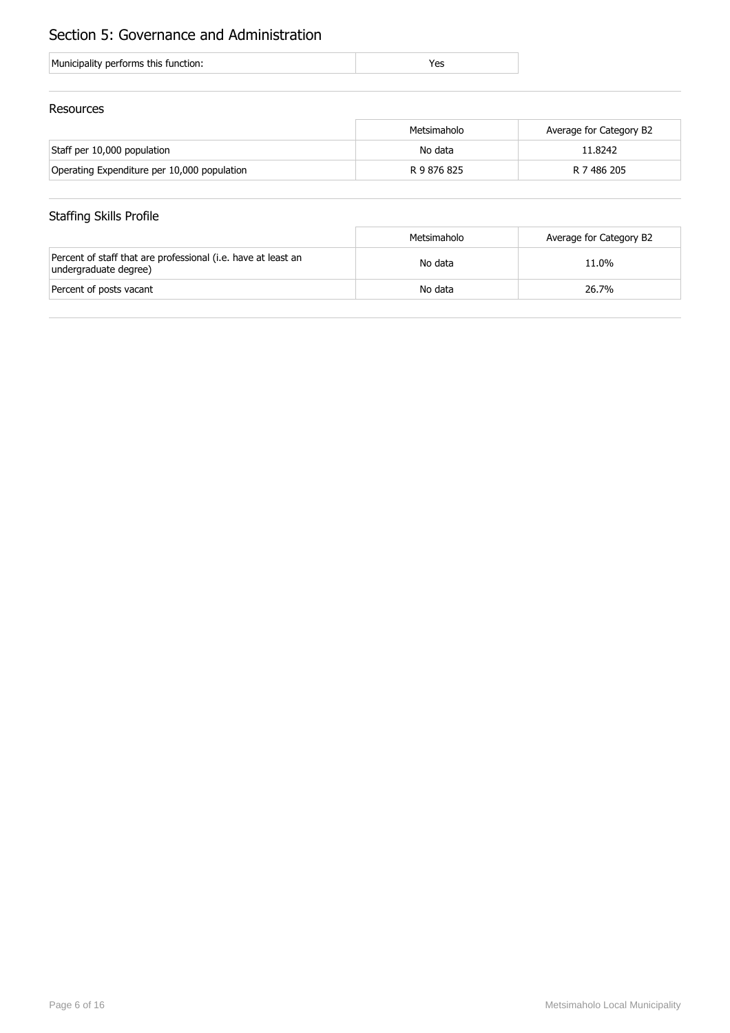# Section 5: Governance and Administration

| Municipality performs this function: | Yes |
| --- | --- |

## Resources

| | Metsimaholo | Average for Category B2 |
| --- | --- | --- |
| Staff per 10,000 population | No data | 11.8242 |
| Operating Expenditure per 10,000 population | R 9 876 825 | R 7 486 205 |

## Staffing Skills Profile

| | Metsimaholo | Average for Category B2 |
| --- | --- | --- |
| Percent of staff that are professional (i.e. have at least an undergraduate degree) | No data | 11.0% |
| Percent of posts vacant | No data | 26.7% |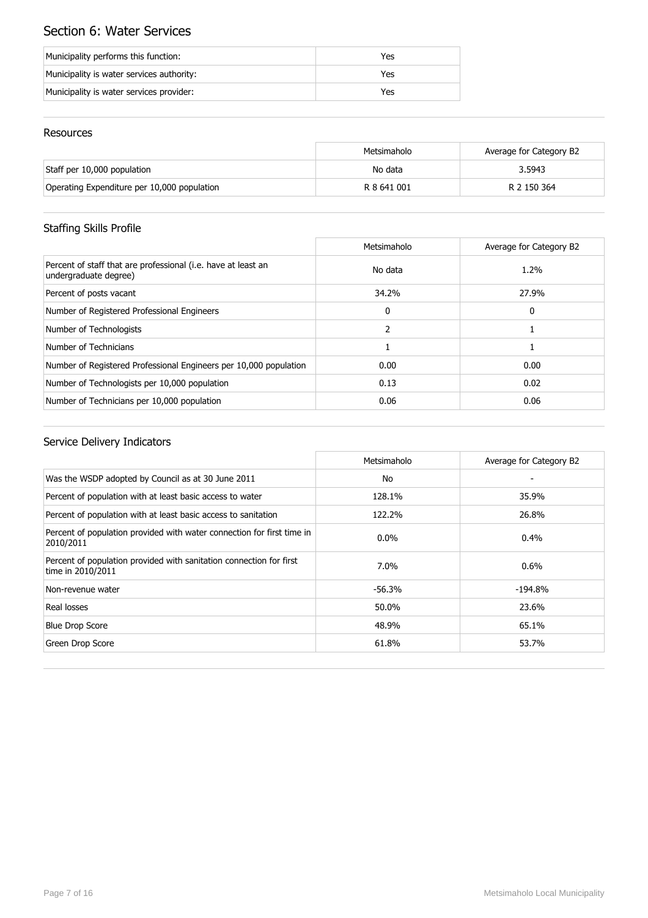## Section 6: Water Services

| | |
|---|---|
| Municipality performs this function: | Yes |
| Municipality is water services authority: | Yes |
| Municipality is water services provider: | Yes |

### Resources

| | Metsimaholo | Average for Category B2 |
|---|---|---|
| Staff per 10,000 population | No data | 3.5943 |
| Operating Expenditure per 10,000 population | R 8 641 001 | R 2 150 364 |

### Staffing Skills Profile

| | Metsimaholo | Average for Category B2 |
|---|---|---|
| Percent of staff that are professional (i.e. have at least an undergraduate degree) | No data | 1.2% |
| Percent of posts vacant | 34.2% | 27.9% |
| Number of Registered Professional Engineers | 0 | 0 |
| Number of Technologists | 2 | 1 |
| Number of Technicians | 1 | 1 |
| Number of Registered Professional Engineers per 10,000 population | 0.00 | 0.00 |
| Number of Technologists per 10,000 population | 0.13 | 0.02 |
| Number of Technicians per 10,000 population | 0.06 | 0.06 |

### Service Delivery Indicators

| | Metsimaholo | Average for Category B2 |
|---|---|---|
| Was the WSDP adopted by Council as at 30 June 2011 | No | - |
| Percent of population with at least basic access to water | 128.1% | 35.9% |
| Percent of population with at least basic access to sanitation | 122.2% | 26.8% |
| Percent of population provided with water connection for first time in 2010/2011 | 0.0% | 0.4% |
| Percent of population provided with sanitation connection for first time in 2010/2011 | 7.0% | 0.6% |
| Non-revenue water | -56.3% | -194.8% |
| Real losses | 50.0% | 23.6% |
| Blue Drop Score | 48.9% | 65.1% |
| Green Drop Score | 61.8% | 53.7% |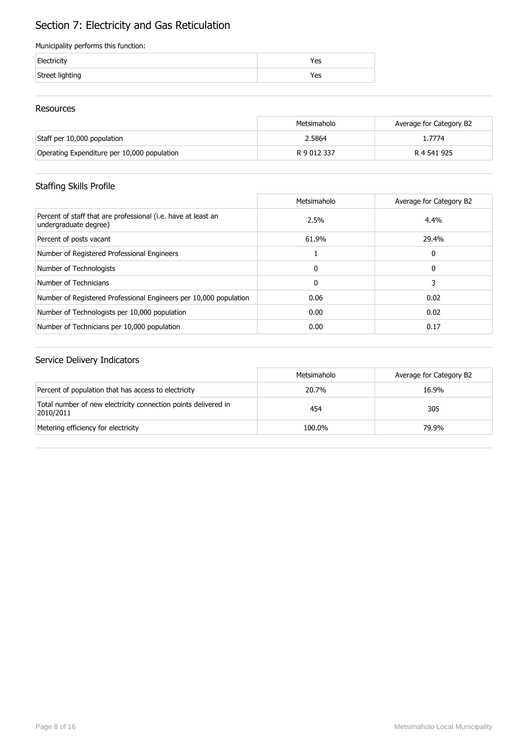# Section 7: Electricity and Gas Reticulation

Municipality performs this function:

| | |
|---|---|
| Electricity | Yes |
| Street lighting | Yes |

## Resources

| | Metsimaholo | Average for Category B2 |
|---|---|---|
| Staff per 10,000 population | 2.5864 | 1.7774 |
| Operating Expenditure per 10,000 population | R 9 012 337 | R 4 541 925 |

## Staffing Skills Profile

| | Metsimaholo | Average for Category B2 |
|---|---|---|
| Percent of staff that are professional (i.e. have at least an undergraduate degree) | 2.5% | 4.4% |
| Percent of posts vacant | 61.9% | 29.4% |
| Number of Registered Professional Engineers | 1 | 0 |
| Number of Technologists | 0 | 0 |
| Number of Technicians | 0 | 3 |
| Number of Registered Professional Engineers per 10,000 population | 0.06 | 0.02 |
| Number of Technologists per 10,000 population | 0.00 | 0.02 |
| Number of Technicians per 10,000 population | 0.00 | 0.17 |

## Service Delivery Indicators

| | Metsimaholo | Average for Category B2 |
|---|---|---|
| Percent of population that has access to electricity | 20.7% | 16.9% |
| Total number of new electricity connection points delivered in 2010/2011 | 454 | 305 |
| Metering efficiency for electricity | 100.0% | 79.9% |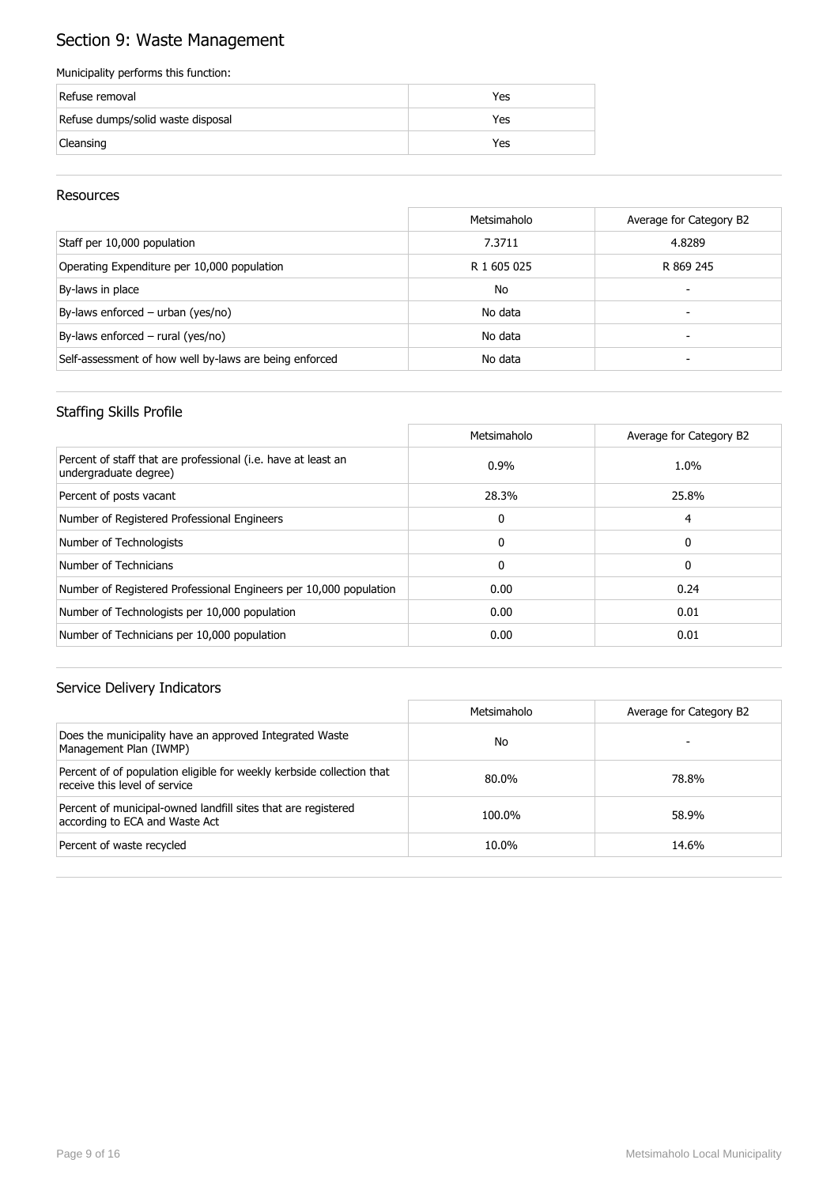# Section 9: Waste Management

Municipality performs this function:

| | |
|---|---|
| Refuse removal | Yes |
| Refuse dumps/solid waste disposal | Yes |
| Cleansing | Yes |

## Resources

| | Metsimaholo | Average for Category B2 |
|---|---|---|
| Staff per 10,000 population | 7.3711 | 4.8289 |
| Operating Expenditure per 10,000 population | R 1 605 025 | R 869 245 |
| By-laws in place | No | - |
| By-laws enforced – urban (yes/no) | No data | - |
| By-laws enforced – rural (yes/no) | No data | - |
| Self-assessment of how well by-laws are being enforced | No data | - |

## Staffing Skills Profile

| | Metsimaholo | Average for Category B2 |
|---|---|---|
| Percent of staff that are professional (i.e. have at least an undergraduate degree) | 0.9% | 1.0% |
| Percent of posts vacant | 28.3% | 25.8% |
| Number of Registered Professional Engineers | 0 | 4 |
| Number of Technologists | 0 | 0 |
| Number of Technicians | 0 | 0 |
| Number of Registered Professional Engineers per 10,000 population | 0.00 | 0.24 |
| Number of Technologists per 10,000 population | 0.00 | 0.01 |
| Number of Technicians per 10,000 population | 0.00 | 0.01 |

## Service Delivery Indicators

| | Metsimaholo | Average for Category B2 |
|---|---|---|
| Does the municipality have an approved Integrated Waste Management Plan (IWMP) | No | - |
| Percent of of population eligible for weekly kerbside collection that receive this level of service | 80.0% | 78.8% |
| Percent of municipal-owned landfill sites that are registered according to ECA and Waste Act | 100.0% | 58.9% |
| Percent of waste recycled | 10.0% | 14.6% |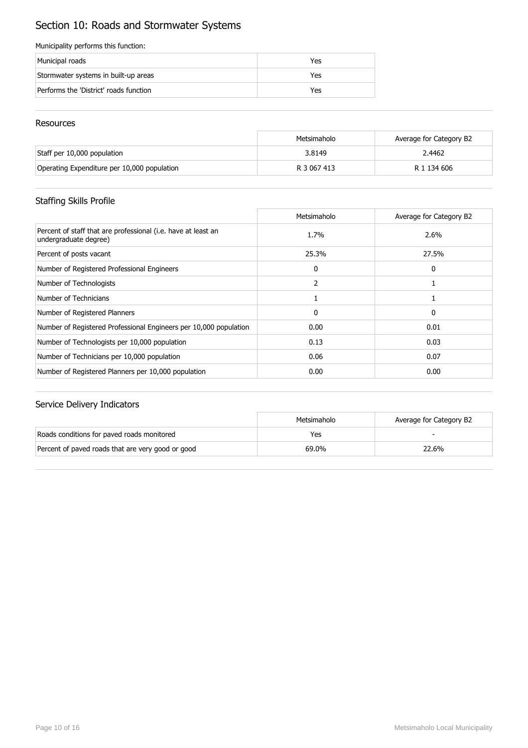# Section 10: Roads and Stormwater Systems

Municipality performs this function:

| | |
|---|---|
| Municipal roads | Yes |
| Stormwater systems in built-up areas | Yes |
| Performs the 'District' roads function | Yes |

## Resources

| | Metsimaholo | Average for Category B2 |
|---|---|---|
| Staff per 10,000 population | 3.8149 | 2.4462 |
| Operating Expenditure per 10,000 population | R 3 067 413 | R 1 134 606 |

## Staffing Skills Profile

| | Metsimaholo | Average for Category B2 |
|---|---|---|
| Percent of staff that are professional (i.e. have at least an undergraduate degree) | 1.7% | 2.6% |
| Percent of posts vacant | 25.3% | 27.5% |
| Number of Registered Professional Engineers | 0 | 0 |
| Number of Technologists | 2 | 1 |
| Number of Technicians | 1 | 1 |
| Number of Registered Planners | 0 | 0 |
| Number of Registered Professional Engineers per 10,000 population | 0.00 | 0.01 |
| Number of Technologists per 10,000 population | 0.13 | 0.03 |
| Number of Technicians per 10,000 population | 0.06 | 0.07 |
| Number of Registered Planners per 10,000 population | 0.00 | 0.00 |

## Service Delivery Indicators

| | Metsimaholo | Average for Category B2 |
|---|---|---|
| Roads conditions for paved roads monitored | Yes | - |
| Percent of paved roads that are very good or good | 69.0% | 22.6% |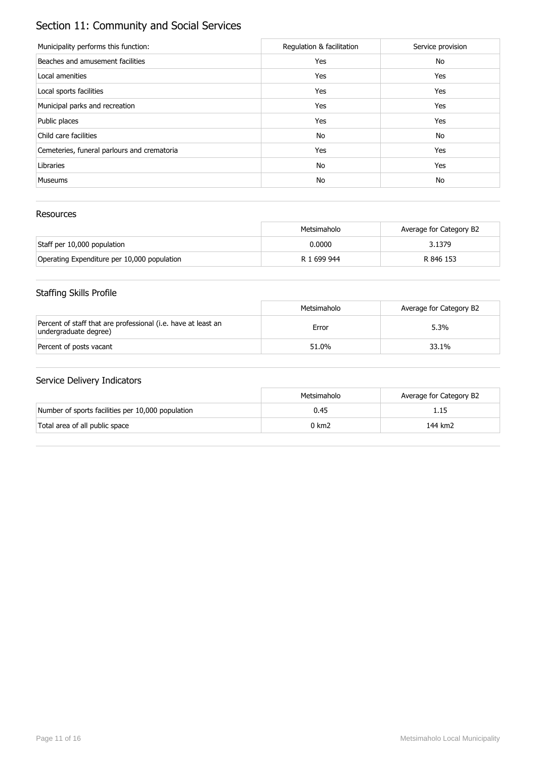# Section 11: Community and Social Services

| Municipality performs this function: | Regulation & facilitation | Service provision |
| --- | --- | --- |
| Beaches and amusement facilities | Yes | No |
| Local amenities | Yes | Yes |
| Local sports facilities | Yes | Yes |
| Municipal parks and recreation | Yes | Yes |
| Public places | Yes | Yes |
| Child care facilities | No | No |
| Cemeteries, funeral parlours and crematoria | Yes | Yes |
| Libraries | No | Yes |
| Museums | No | No |

## Resources

| | Metsimaholo | Average for Category B2 |
| --- | --- | --- |
| Staff per 10,000 population | 0.0000 | 3.1379 |
| Operating Expenditure per 10,000 population | R 1 699 944 | R 846 153 |

## Staffing Skills Profile

| | Metsimaholo | Average for Category B2 |
| --- | --- | --- |
| Percent of staff that are professional (i.e. have at least an undergraduate degree) | Error | 5.3% |
| Percent of posts vacant | 51.0% | 33.1% |

## Service Delivery Indicators

| | Metsimaholo | Average for Category B2 |
| --- | --- | --- |
| Number of sports facilities per 10,000 population | 0.45 | 1.15 |
| Total area of all public space | 0 km2 | 144 km2 |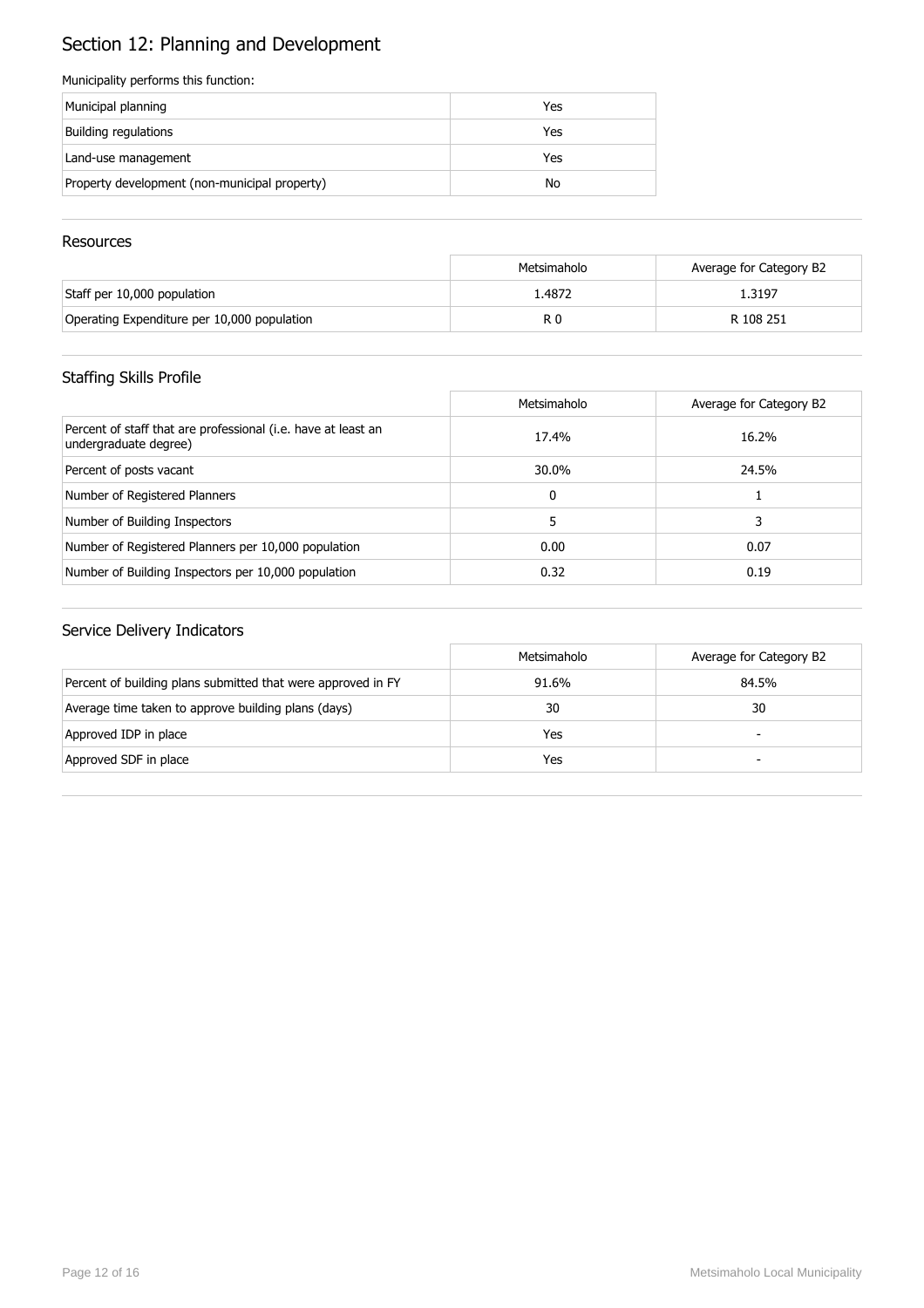# Section 12: Planning and Development

Municipality performs this function:

| | |
|---|---|
| Municipal planning | Yes |
| Building regulations | Yes |
| Land-use management | Yes |
| Property development (non-municipal property) | No |

## Resources

| | Metsimaholo | Average for Category B2 |
|---|---|---|
| Staff per 10,000 population | 1.4872 | 1.3197 |
| Operating Expenditure per 10,000 population | R 0 | R 108 251 |

## Staffing Skills Profile

| | Metsimaholo | Average for Category B2 |
|---|---|---|
| Percent of staff that are professional (i.e. have at least an undergraduate degree) | 17.4% | 16.2% |
| Percent of posts vacant | 30.0% | 24.5% |
| Number of Registered Planners | 0 | 1 |
| Number of Building Inspectors | 5 | 3 |
| Number of Registered Planners per 10,000 population | 0.00 | 0.07 |
| Number of Building Inspectors per 10,000 population | 0.32 | 0.19 |

## Service Delivery Indicators

| | Metsimaholo | Average for Category B2 |
|---|---|---|
| Percent of building plans submitted that were approved in FY | 91.6% | 84.5% |
| Average time taken to approve building plans (days) | 30 | 30 |
| Approved IDP in place | Yes | - |
| Approved SDF in place | Yes | - |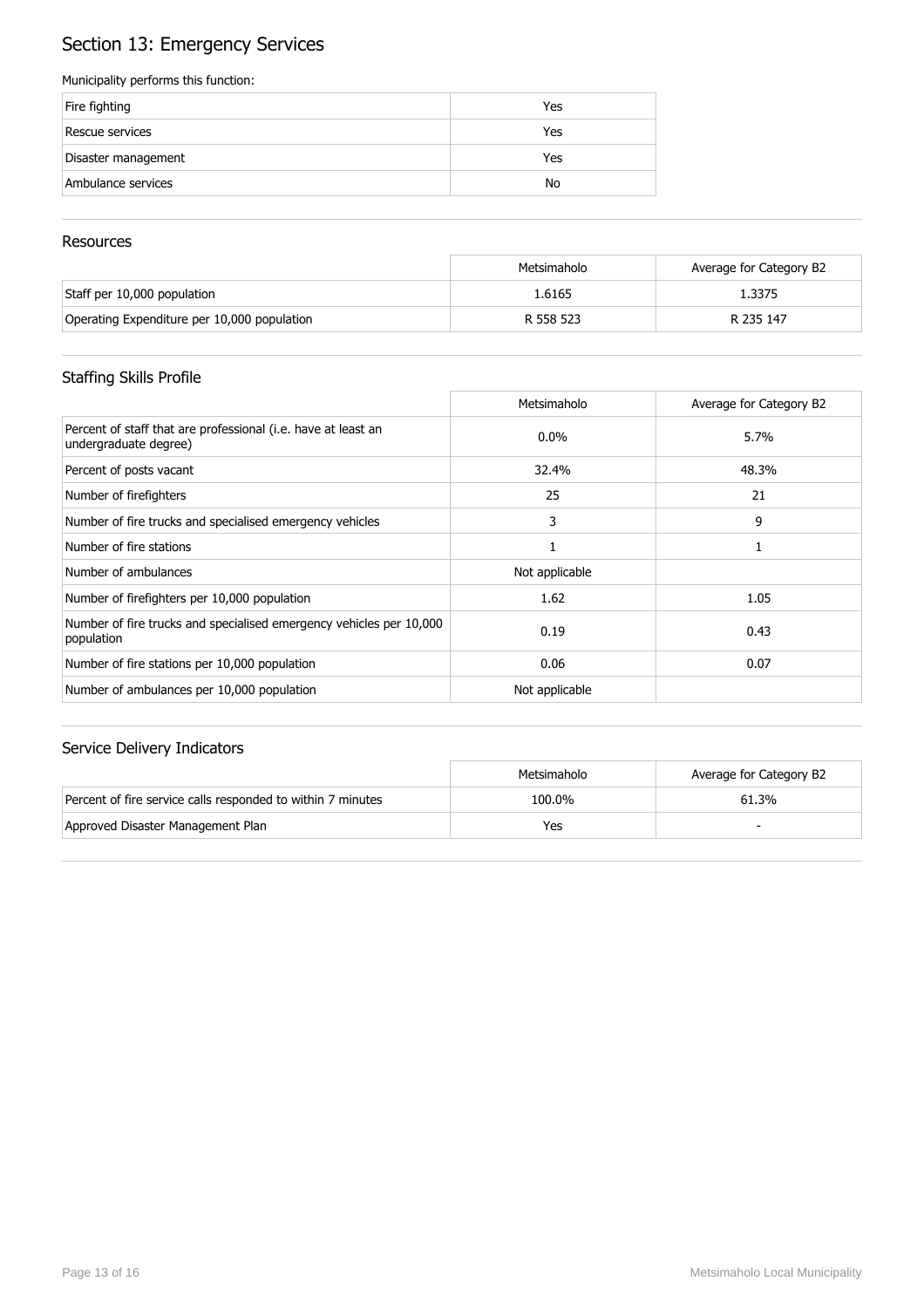# Section 13: Emergency Services

Municipality performs this function:

| | |
|---|---|
| Fire fighting | Yes |
| Rescue services | Yes |
| Disaster management | Yes |
| Ambulance services | No |

## Resources

| | Metsimaholo | Average for Category B2 |
|---|---|---|
| Staff per 10,000 population | 1.6165 | 1.3375 |
| Operating Expenditure per 10,000 population | R 558 523 | R 235 147 |

## Staffing Skills Profile

| | Metsimaholo | Average for Category B2 |
|---|---|---|
| Percent of staff that are professional (i.e. have at least an undergraduate degree) | 0.0% | 5.7% |
| Percent of posts vacant | 32.4% | 48.3% |
| Number of firefighters | 25 | 21 |
| Number of fire trucks and specialised emergency vehicles | 3 | 9 |
| Number of fire stations | 1 | 1 |
| Number of ambulances | Not applicable | |
| Number of firefighters per 10,000 population | 1.62 | 1.05 |
| Number of fire trucks and specialised emergency vehicles per 10,000 population | 0.19 | 0.43 |
| Number of fire stations per 10,000 population | 0.06 | 0.07 |
| Number of ambulances per 10,000 population | Not applicable | |

## Service Delivery Indicators

| | Metsimaholo | Average for Category B2 |
|---|---|---|
| Percent of fire service calls responded to within 7 minutes | 100.0% | 61.3% |
| Approved Disaster Management Plan | Yes | - |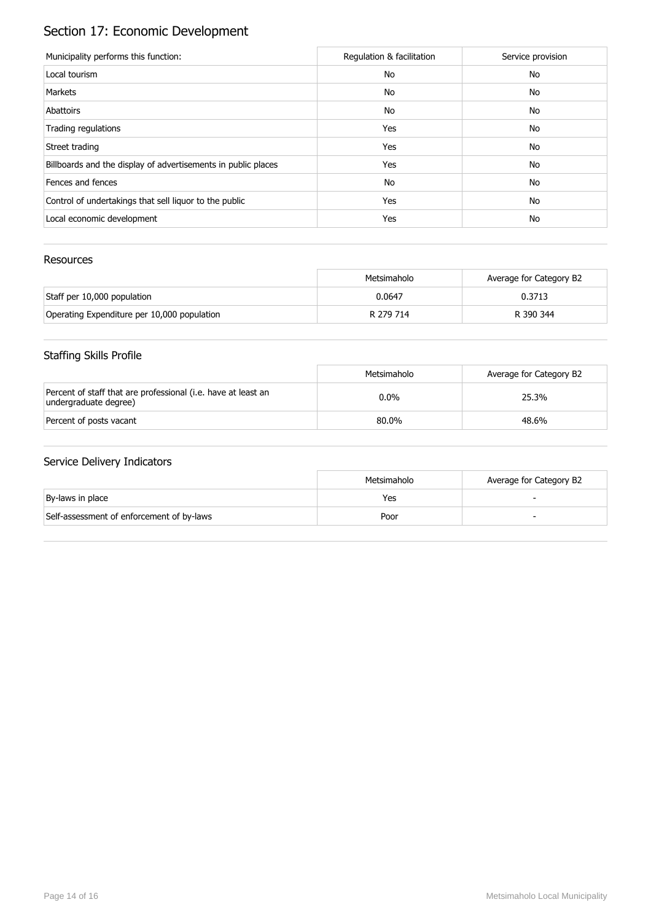# Section 17: Economic Development

| Municipality performs this function: | Regulation & facilitation | Service provision |
|---|---|---|
| Local tourism | No | No |
| Markets | No | No |
| Abattoirs | No | No |
| Trading regulations | Yes | No |
| Street trading | Yes | No |
| Billboards and the display of advertisements in public places | Yes | No |
| Fences and fences | No | No |
| Control of undertakings that sell liquor to the public | Yes | No |
| Local economic development | Yes | No |

## Resources

| | Metsimaholo | Average for Category B2 |
|---|---|---|
| Staff per 10,000 population | 0.0647 | 0.3713 |
| Operating Expenditure per 10,000 population | R 279 714 | R 390 344 |

## Staffing Skills Profile

| | Metsimaholo | Average for Category B2 |
|---|---|---|
| Percent of staff that are professional (i.e. have at least an undergraduate degree) | 0.0% | 25.3% |
| Percent of posts vacant | 80.0% | 48.6% |

## Service Delivery Indicators

| | Metsimaholo | Average for Category B2 |
|---|---|---|
| By-laws in place | Yes | - |
| Self-assessment of enforcement of by-laws | Poor | - |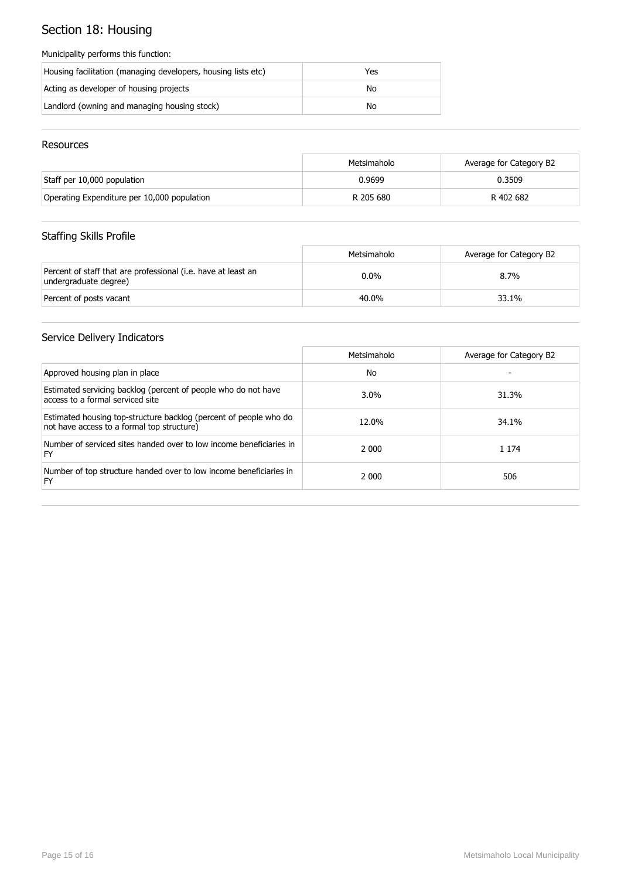# Section 18: Housing

Municipality performs this function:

| | |
|---|---|
| Housing facilitation (managing developers, housing lists etc) | Yes |
| Acting as developer of housing projects | No |
| Landlord (owning and managing housing stock) | No |

## Resources

| | Metsimaholo | Average for Category B2 |
|---|---|---|
| Staff per 10,000 population | 0.9699 | 0.3509 |
| Operating Expenditure per 10,000 population | R 205 680 | R 402 682 |

## Staffing Skills Profile

| | Metsimaholo | Average for Category B2 |
|---|---|---|
| Percent of staff that are professional (i.e. have at least an undergraduate degree) | 0.0% | 8.7% |
| Percent of posts vacant | 40.0% | 33.1% |

## Service Delivery Indicators

| | Metsimaholo | Average for Category B2 |
|---|---|---|
| Approved housing plan in place | No | - |
| Estimated servicing backlog (percent of people who do not have access to a formal serviced site | 3.0% | 31.3% |
| Estimated housing top-structure backlog (percent of people who do not have access to a formal top structure) | 12.0% | 34.1% |
| Number of serviced sites handed over to low income beneficiaries in FY | 2 000 | 1 174 |
| Number of top structure handed over to low income beneficiaries in FY | 2 000 | 506 |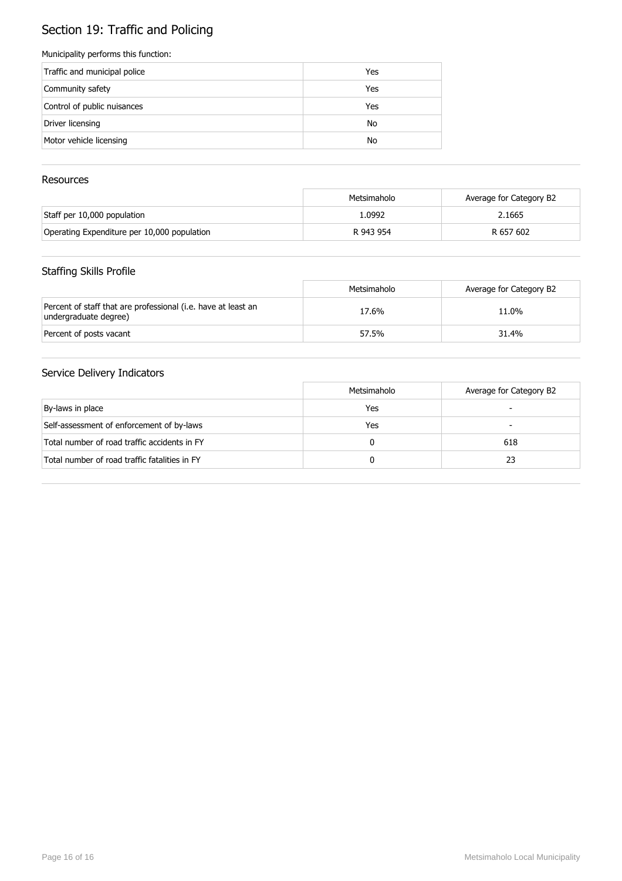# Section 19: Traffic and Policing

Municipality performs this function:

| | |
|---|---|
| Traffic and municipal police | Yes |
| Community safety | Yes |
| Control of public nuisances | Yes |
| Driver licensing | No |
| Motor vehicle licensing | No |

## Resources

| | Metsimaholo | Average for Category B2 |
|---|---|---|
| Staff per 10,000 population | 1.0992 | 2.1665 |
| Operating Expenditure per 10,000 population | R 943 954 | R 657 602 |

## Staffing Skills Profile

| | Metsimaholo | Average for Category B2 |
|---|---|---|
| Percent of staff that are professional (i.e. have at least an undergraduate degree) | 17.6% | 11.0% |
| Percent of posts vacant | 57.5% | 31.4% |

## Service Delivery Indicators

| | Metsimaholo | Average for Category B2 |
|---|---|---|
| By-laws in place | Yes | - |
| Self-assessment of enforcement of by-laws | Yes | - |
| Total number of road traffic accidents in FY | 0 | 618 |
| Total number of road traffic fatalities in FY | 0 | 23 |